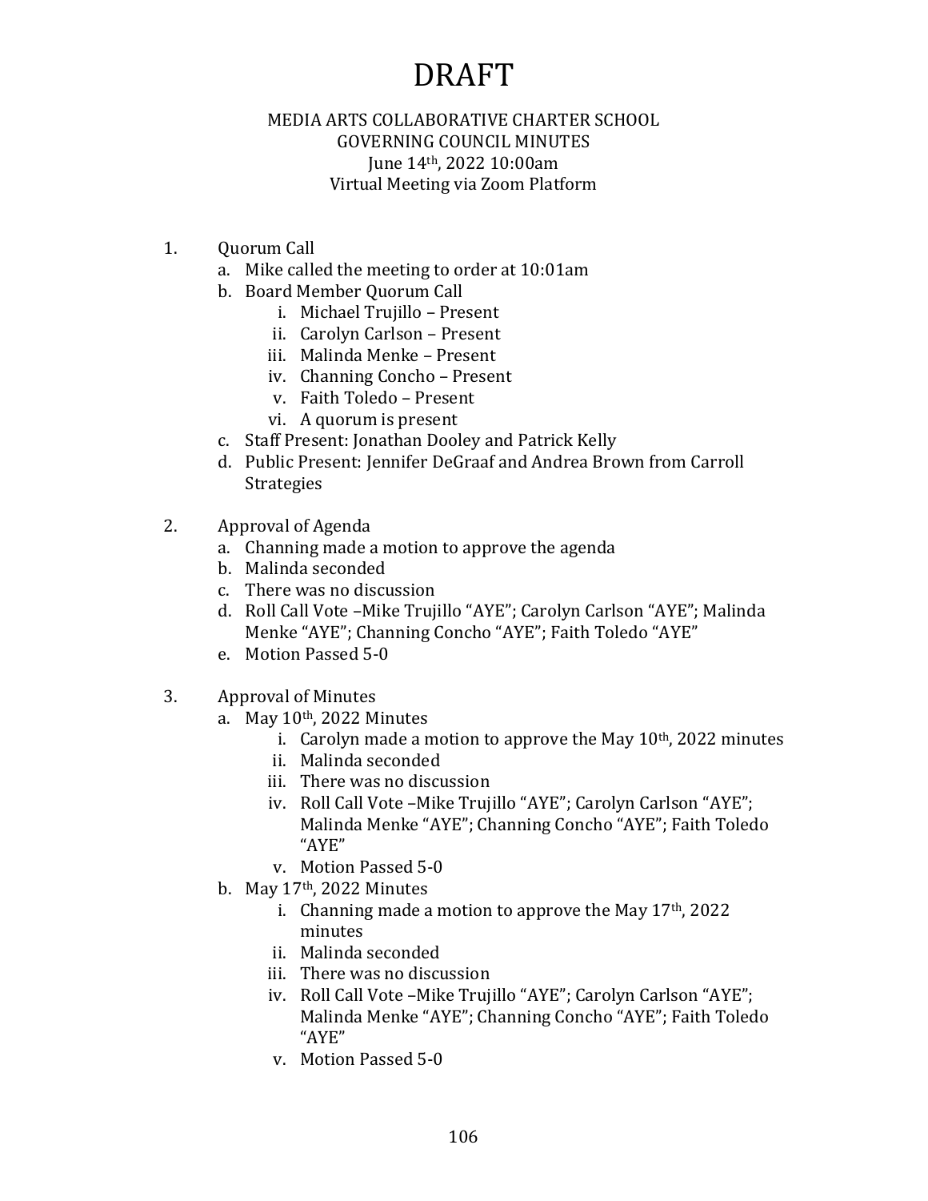# DRAFT

MEDIA ARTS COLLABORATIVE CHARTER SCHOOL
GOVERNING COUNCIL MINUTES
June 14th, 2022 10:00am
Virtual Meeting via Zoom Platform

1. Quorum Call
   a. Mike called the meeting to order at 10:01am
   b. Board Member Quorum Call
      i. Michael Trujillo – Present
      ii. Carolyn Carlson – Present
      iii. Malinda Menke – Present
      iv. Channing Concho – Present
      v. Faith Toledo – Present
      vi. A quorum is present
   c. Staff Present: Jonathan Dooley and Patrick Kelly
   d. Public Present: Jennifer DeGraaf and Andrea Brown from Carroll Strategies

2. Approval of Agenda
   a. Channing made a motion to approve the agenda
   b. Malinda seconded
   c. There was no discussion
   d. Roll Call Vote –Mike Trujillo "AYE"; Carolyn Carlson "AYE"; Malinda Menke "AYE"; Channing Concho "AYE"; Faith Toledo "AYE"
   e. Motion Passed 5-0

3. Approval of Minutes
   a. May 10th, 2022 Minutes
      i. Carolyn made a motion to approve the May 10th, 2022 minutes
      ii. Malinda seconded
      iii. There was no discussion
      iv. Roll Call Vote –Mike Trujillo "AYE"; Carolyn Carlson "AYE"; Malinda Menke "AYE"; Channing Concho "AYE"; Faith Toledo "AYE"
      v. Motion Passed 5-0
   b. May 17th, 2022 Minutes
      i. Channing made a motion to approve the May 17th, 2022 minutes
      ii. Malinda seconded
      iii. There was no discussion
      iv. Roll Call Vote –Mike Trujillo "AYE"; Carolyn Carlson "AYE"; Malinda Menke "AYE"; Channing Concho "AYE"; Faith Toledo "AYE"
      v. Motion Passed 5-0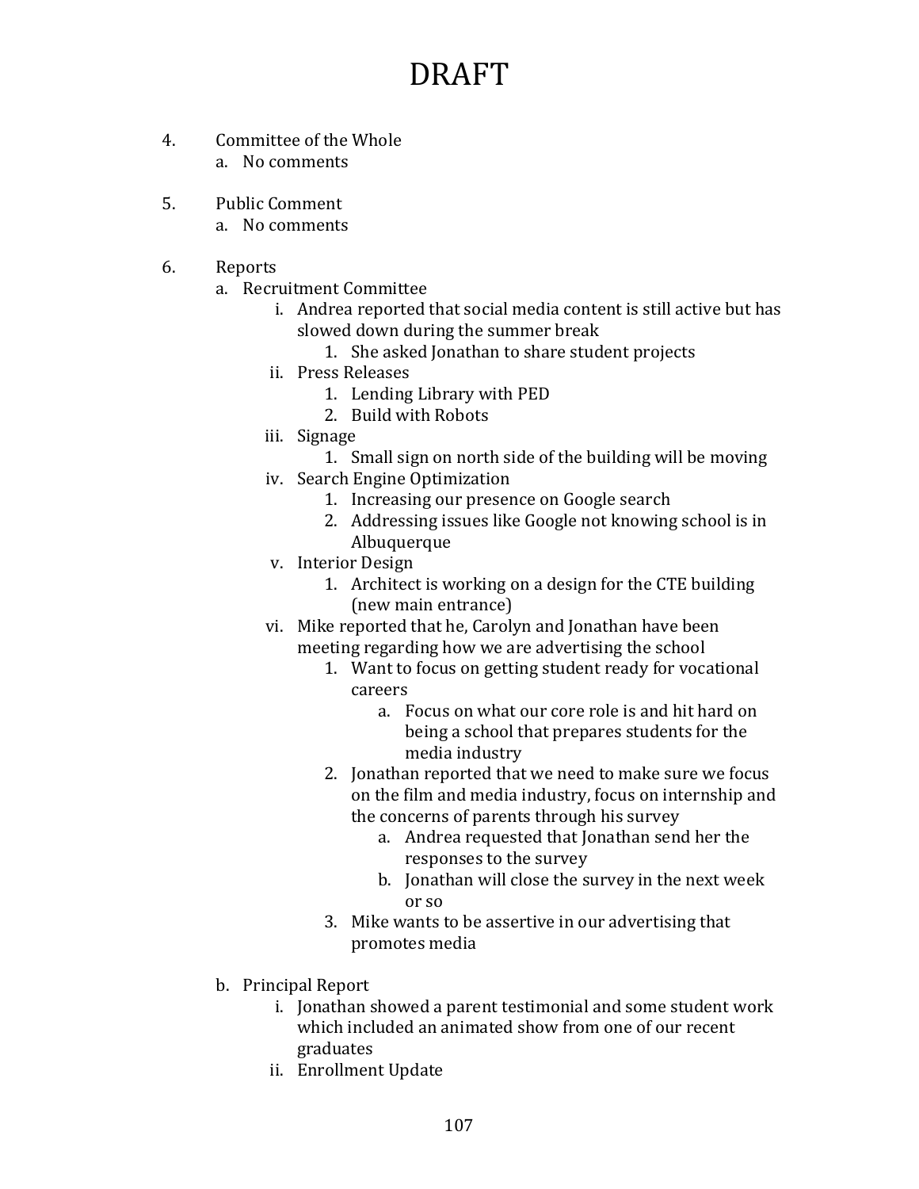# DRAFT

4. Committee of the Whole
    a. No comments

5. Public Comment
    a. No comments

6. Reports
    a. Recruitment Committee
        i. Andrea reported that social media content is still active but has slowed down during the summer break
            1. She asked Jonathan to share student projects
        ii. Press Releases
            1. Lending Library with PED
            2. Build with Robots
        iii. Signage
            1. Small sign on north side of the building will be moving
        iv. Search Engine Optimization
            1. Increasing our presence on Google search
            2. Addressing issues like Google not knowing school is in Albuquerque
        v. Interior Design
            1. Architect is working on a design for the CTE building (new main entrance)
        vi. Mike reported that he, Carolyn and Jonathan have been meeting regarding how we are advertising the school
            1. Want to focus on getting student ready for vocational careers
                a. Focus on what our core role is and hit hard on being a school that prepares students for the media industry
            2. Jonathan reported that we need to make sure we focus on the film and media industry, focus on internship and the concerns of parents through his survey
                a. Andrea requested that Jonathan send her the responses to the survey
                b. Jonathan will close the survey in the next week or so
            3. Mike wants to be assertive in our advertising that promotes media

    b. Principal Report
        i. Jonathan showed a parent testimonial and some student work which included an animated show from one of our recent graduates
        ii. Enrollment Update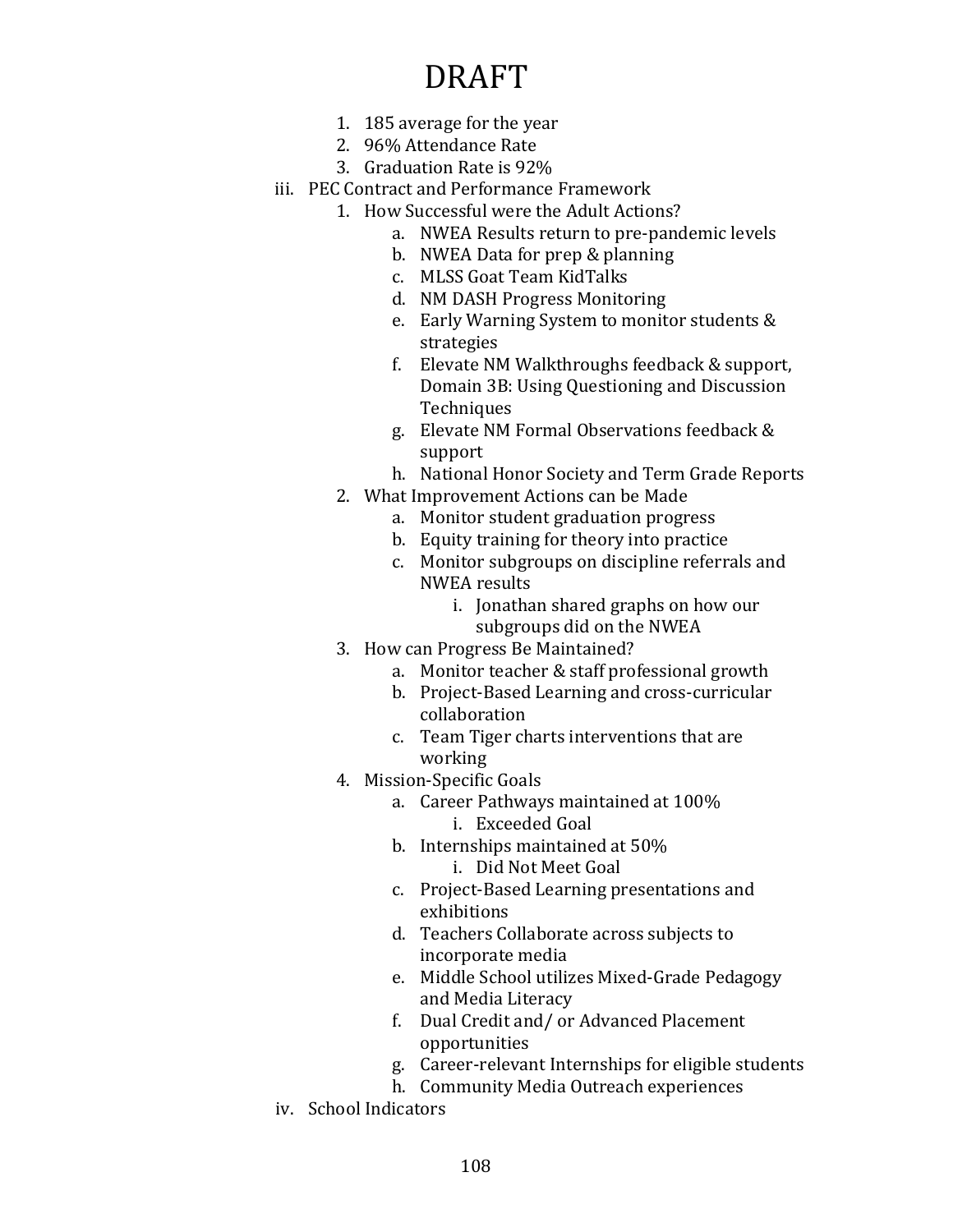# DRAFT

1. 185 average for the year
2. 96% Attendance Rate
3. Graduation Rate is 92%

iii. PEC Contract and Performance Framework

1. How Successful were the Adult Actions?
    a. NWEA Results return to pre-pandemic levels
    b. NWEA Data for prep & planning
    c. MLSS Goat Team KidTalks
    d. NM DASH Progress Monitoring
    e. Early Warning System to monitor students & strategies
    f. Elevate NM Walkthroughs feedback & support, Domain 3B: Using Questioning and Discussion Techniques
    g. Elevate NM Formal Observations feedback & support
    h. National Honor Society and Term Grade Reports
2. What Improvement Actions can be Made
    a. Monitor student graduation progress
    b. Equity training for theory into practice
    c. Monitor subgroups on discipline referrals and NWEA results
        i. Jonathan shared graphs on how our subgroups did on the NWEA
3. How can Progress Be Maintained?
    a. Monitor teacher & staff professional growth
    b. Project-Based Learning and cross-curricular collaboration
    c. Team Tiger charts interventions that are working
4. Mission-Specific Goals
    a. Career Pathways maintained at 100%
        i. Exceeded Goal
    b. Internships maintained at 50%
        i. Did Not Meet Goal
    c. Project-Based Learning presentations and exhibitions
    d. Teachers Collaborate across subjects to incorporate media
    e. Middle School utilizes Mixed-Grade Pedagogy and Media Literacy
    f. Dual Credit and/ or Advanced Placement opportunities
    g. Career-relevant Internships for eligible students
    h. Community Media Outreach experiences

iv. School Indicators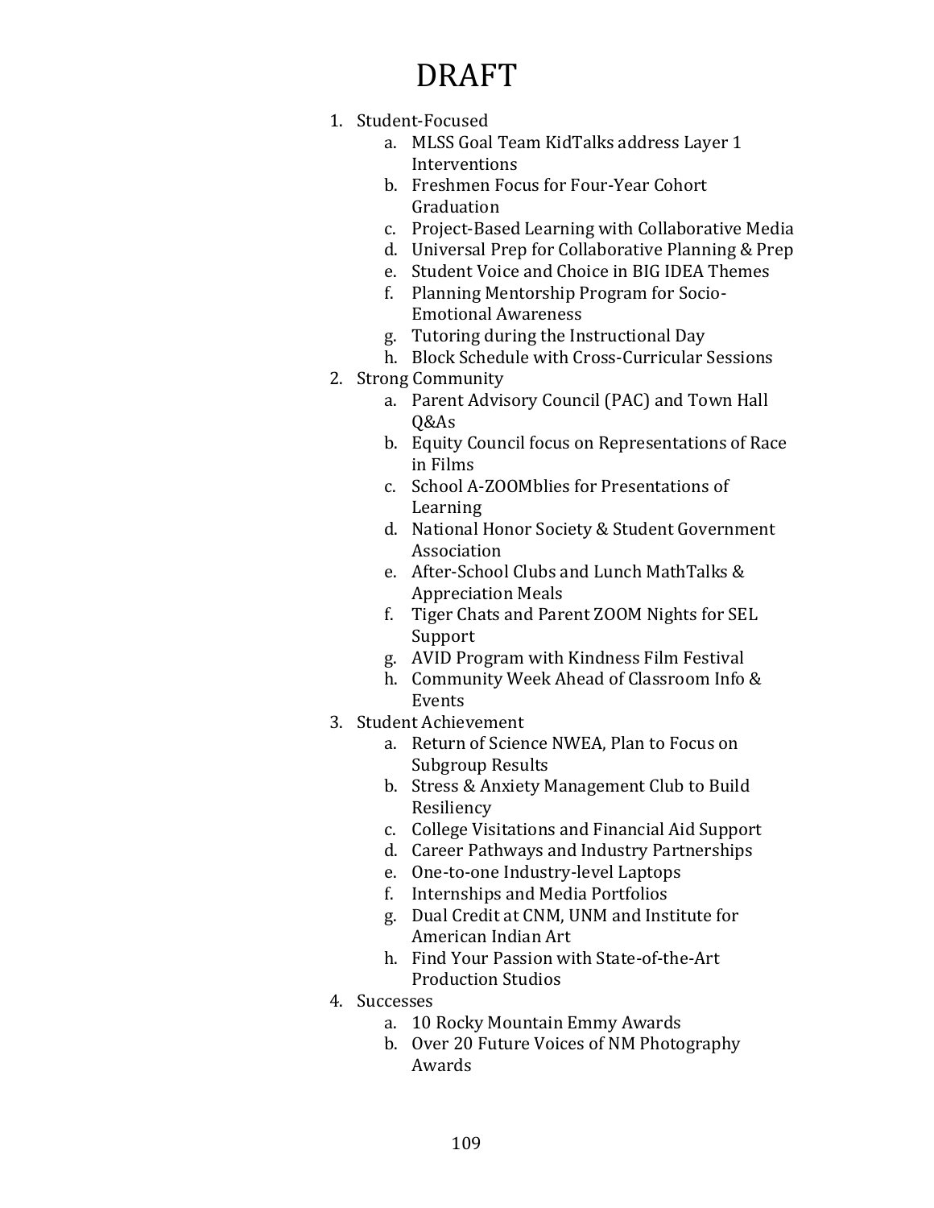# DRAFT

1. Student-Focused
    a. MLSS Goal Team KidTalks address Layer 1 Interventions
    b. Freshmen Focus for Four-Year Cohort Graduation
    c. Project-Based Learning with Collaborative Media
    d. Universal Prep for Collaborative Planning & Prep
    e. Student Voice and Choice in BIG IDEA Themes
    f. Planning Mentorship Program for Socio-Emotional Awareness
    g. Tutoring during the Instructional Day
    h. Block Schedule with Cross-Curricular Sessions
2. Strong Community
    a. Parent Advisory Council (PAC) and Town Hall Q&As
    b. Equity Council focus on Representations of Race in Films
    c. School A-ZOOMblies for Presentations of Learning
    d. National Honor Society & Student Government Association
    e. After-School Clubs and Lunch MathTalks & Appreciation Meals
    f. Tiger Chats and Parent ZOOM Nights for SEL Support
    g. AVID Program with Kindness Film Festival
    h. Community Week Ahead of Classroom Info & Events
3. Student Achievement
    a. Return of Science NWEA, Plan to Focus on Subgroup Results
    b. Stress & Anxiety Management Club to Build Resiliency
    c. College Visitations and Financial Aid Support
    d. Career Pathways and Industry Partnerships
    e. One-to-one Industry-level Laptops
    f. Internships and Media Portfolios
    g. Dual Credit at CNM, UNM and Institute for American Indian Art
    h. Find Your Passion with State-of-the-Art Production Studios
4. Successes
    a. 10 Rocky Mountain Emmy Awards
    b. Over 20 Future Voices of NM Photography Awards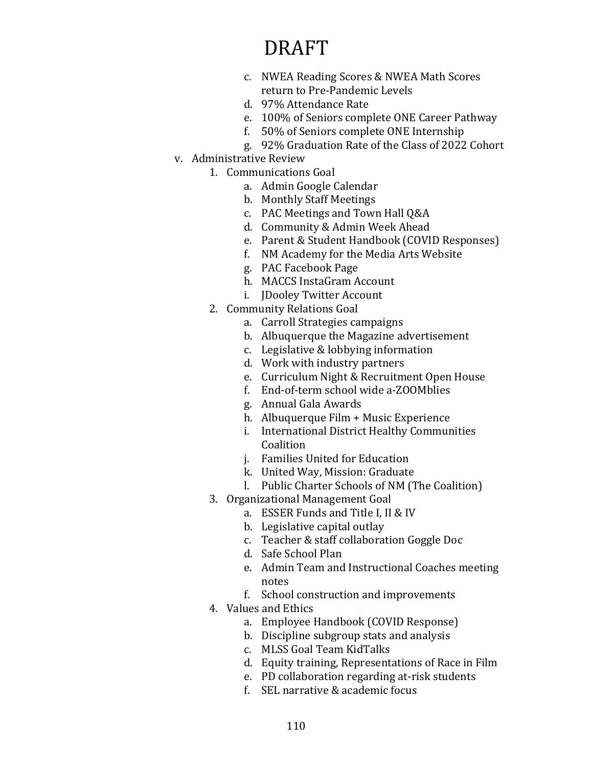# DRAFT

   c. NWEA Reading Scores & NWEA Math Scores return to Pre-Pandemic Levels
   d. 97% Attendance Rate
   e. 100% of Seniors complete ONE Career Pathway
   f. 50% of Seniors complete ONE Internship
   g. 92% Graduation Rate of the Class of 2022 Cohort

v. Administrative Review
   1. Communications Goal
      a. Admin Google Calendar
      b. Monthly Staff Meetings
      c. PAC Meetings and Town Hall Q&A
      d. Community & Admin Week Ahead
      e. Parent & Student Handbook (COVID Responses)
      f. NM Academy for the Media Arts Website
      g. PAC Facebook Page
      h. MACCS InstaGram Account
      i. JDooley Twitter Account
   2. Community Relations Goal
      a. Carroll Strategies campaigns
      b. Albuquerque the Magazine advertisement
      c. Legislative & lobbying information
      d. Work with industry partners
      e. Curriculum Night & Recruitment Open House
      f. End-of-term school wide a-ZOOMblies
      g. Annual Gala Awards
      h. Albuquerque Film + Music Experience
      i. International District Healthy Communities Coalition
      j. Families United for Education
      k. United Way, Mission: Graduate
      l. Public Charter Schools of NM (The Coalition)
   3. Organizational Management Goal
      a. ESSER Funds and Title I, II & IV
      b. Legislative capital outlay
      c. Teacher & staff collaboration Goggle Doc
      d. Safe School Plan
      e. Admin Team and Instructional Coaches meeting notes
      f. School construction and improvements
   4. Values and Ethics
      a. Employee Handbook (COVID Response)
      b. Discipline subgroup stats and analysis
      c. MLSS Goal Team KidTalks
      d. Equity training, Representations of Race in Film
      e. PD collaboration regarding at-risk students
      f. SEL narrative & academic focus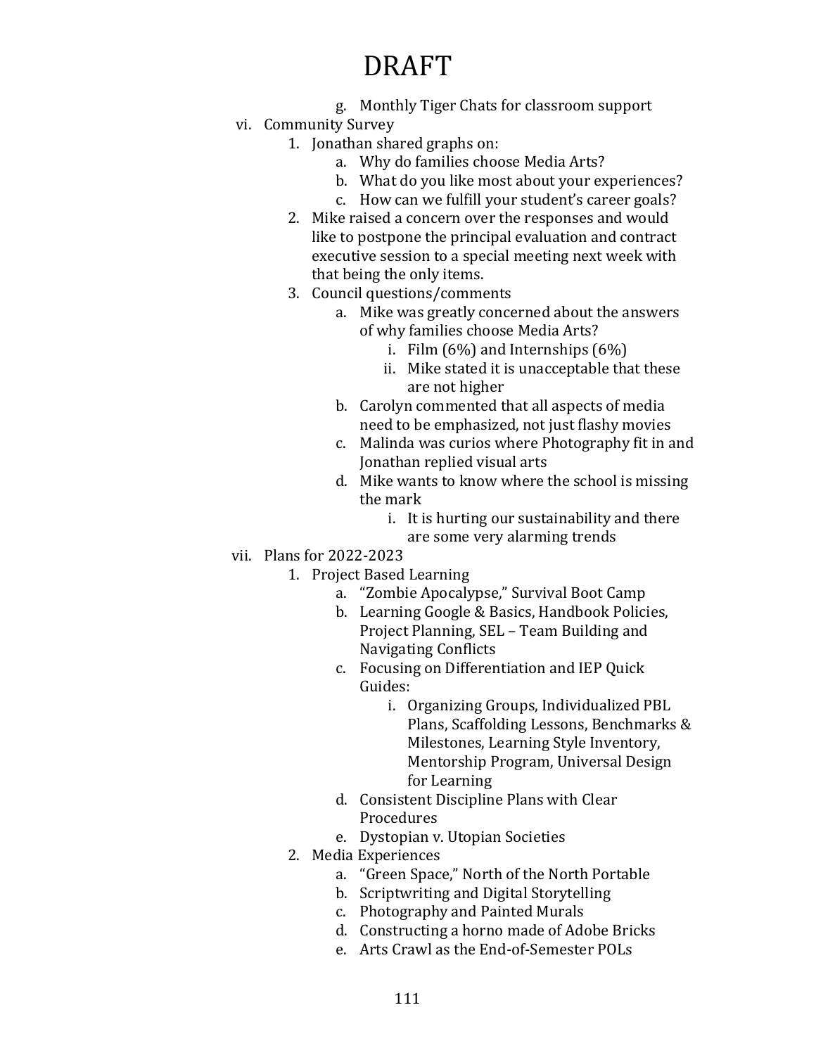# DRAFT

- g. Monthly Tiger Chats for classroom support

- vi. Community Survey
  1. Jonathan shared graphs on:
     - a. Why do families choose Media Arts?
     - b. What do you like most about your experiences?
     - c. How can we fulfill your student's career goals?
  2. Mike raised a concern over the responses and would like to postpone the principal evaluation and contract executive session to a special meeting next week with that being the only items.
  3. Council questions/comments
     - a. Mike was greatly concerned about the answers of why families choose Media Arts?
       - i. Film (6%) and Internships (6%)
       - ii. Mike stated it is unacceptable that these are not higher
     - b. Carolyn commented that all aspects of media need to be emphasized, not just flashy movies
     - c. Malinda was curios where Photography fit in and Jonathan replied visual arts
     - d. Mike wants to know where the school is missing the mark
       - i. It is hurting our sustainability and there are some very alarming trends

- vii. Plans for 2022-2023
  1. Project Based Learning
     - a. "Zombie Apocalypse," Survival Boot Camp
     - b. Learning Google & Basics, Handbook Policies, Project Planning, SEL – Team Building and Navigating Conflicts
     - c. Focusing on Differentiation and IEP Quick Guides:
       - i. Organizing Groups, Individualized PBL Plans, Scaffolding Lessons, Benchmarks & Milestones, Learning Style Inventory, Mentorship Program, Universal Design for Learning
     - d. Consistent Discipline Plans with Clear Procedures
     - e. Dystopian v. Utopian Societies
  2. Media Experiences
     - a. "Green Space," North of the North Portable
     - b. Scriptwriting and Digital Storytelling
     - c. Photography and Painted Murals
     - d. Constructing a horno made of Adobe Bricks
     - e. Arts Crawl as the End-of-Semester POLs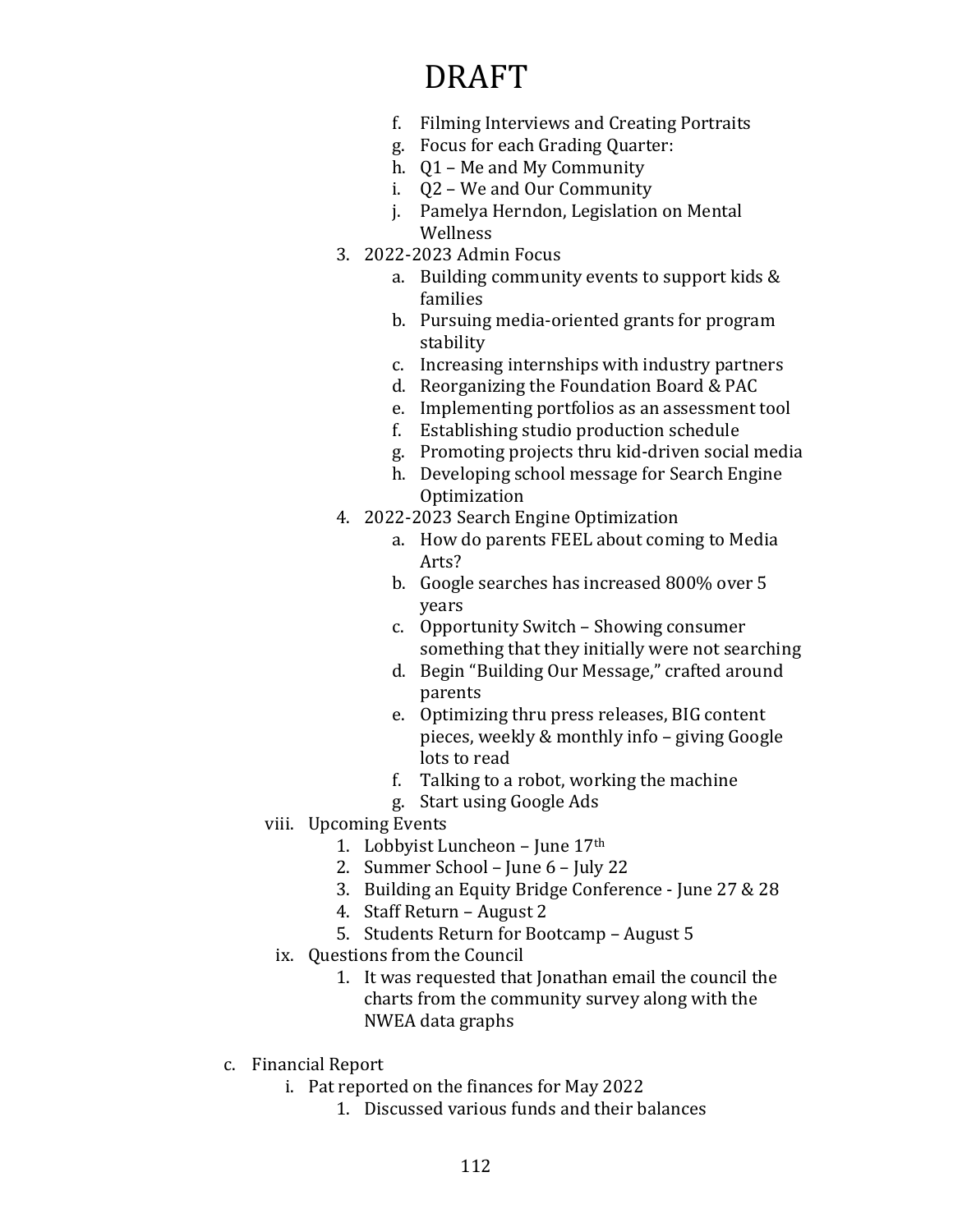# DRAFT

f. Filming Interviews and Creating Portraits
g. Focus for each Grading Quarter:
h. Q1 – Me and My Community
i. Q2 – We and Our Community
j. Pamelya Herndon, Legislation on Mental Wellness

3. 2022-2023 Admin Focus
    a. Building community events to support kids & families
    b. Pursuing media-oriented grants for program stability
    c. Increasing internships with industry partners
    d. Reorganizing the Foundation Board & PAC
    e. Implementing portfolios as an assessment tool
    f. Establishing studio production schedule
    g. Promoting projects thru kid-driven social media
    h. Developing school message for Search Engine Optimization
4. 2022-2023 Search Engine Optimization
    a. How do parents FEEL about coming to Media Arts?
    b. Google searches has increased 800% over 5 years
    c. Opportunity Switch – Showing consumer something that they initially were not searching
    d. Begin "Building Our Message," crafted around parents
    e. Optimizing thru press releases, BIG content pieces, weekly & monthly info – giving Google lots to read
    f. Talking to a robot, working the machine
    g. Start using Google Ads

viii. Upcoming Events
1. Lobbyist Luncheon – June 17th
2. Summer School – June 6 – July 22
3. Building an Equity Bridge Conference - June 27 & 28
4. Staff Return – August 2
5. Students Return for Bootcamp – August 5

ix. Questions from the Council
1. It was requested that Jonathan email the council the charts from the community survey along with the NWEA data graphs

c. Financial Report
    i. Pat reported on the finances for May 2022
        1. Discussed various funds and their balances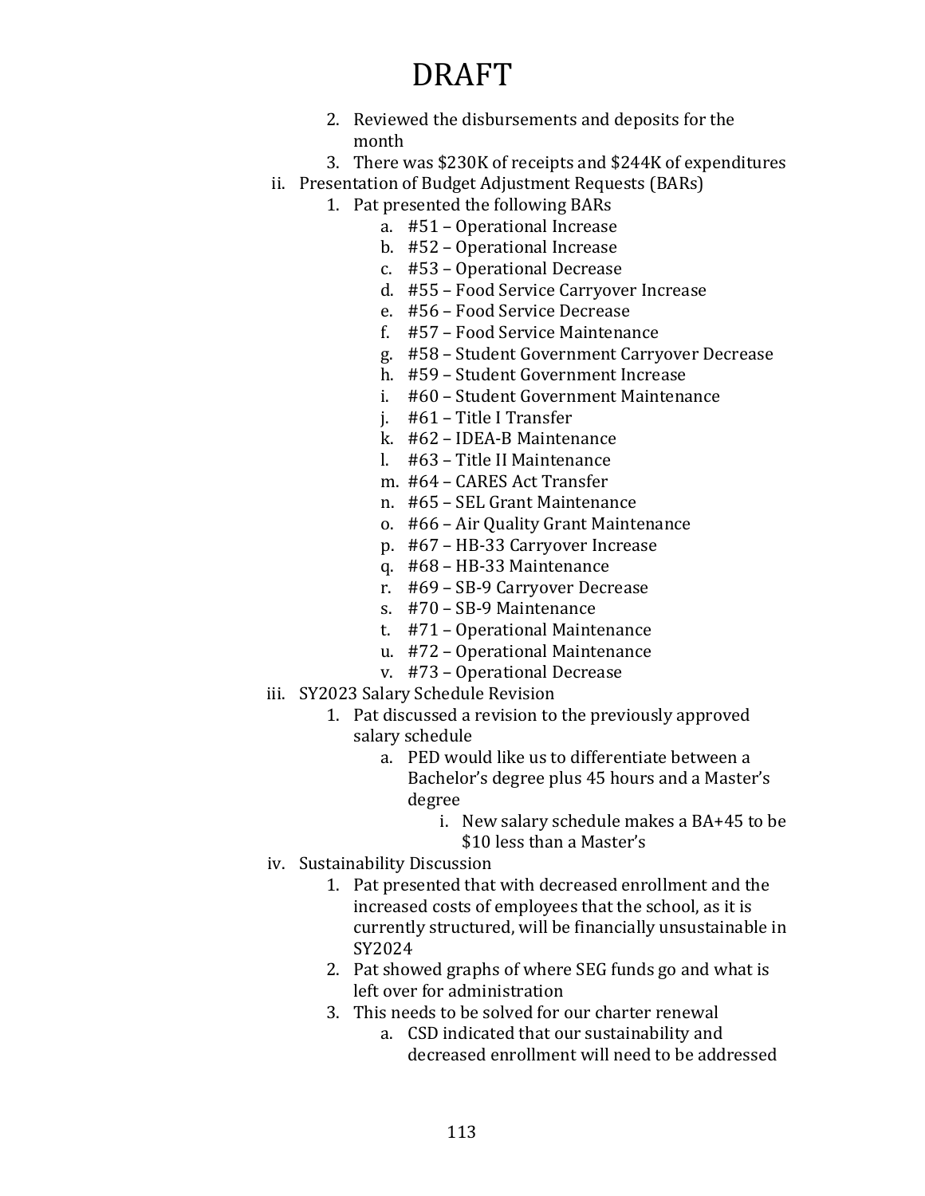# DRAFT

2. Reviewed the disbursements and deposits for the month
3. There was $230K of receipts and $244K of expenditures

ii. Presentation of Budget Adjustment Requests (BARs)

1. Pat presented the following BARs
    a. #51 – Operational Increase
    b. #52 – Operational Increase
    c. #53 – Operational Decrease
    d. #55 – Food Service Carryover Increase
    e. #56 – Food Service Decrease
    f. #57 – Food Service Maintenance
    g. #58 – Student Government Carryover Decrease
    h. #59 – Student Government Increase
    i. #60 – Student Government Maintenance
    j. #61 – Title I Transfer
    k. #62 – IDEA-B Maintenance
    l. #63 – Title II Maintenance
    m. #64 – CARES Act Transfer
    n. #65 – SEL Grant Maintenance
    o. #66 – Air Quality Grant Maintenance
    p. #67 – HB-33 Carryover Increase
    q. #68 – HB-33 Maintenance
    r. #69 – SB-9 Carryover Decrease
    s. #70 – SB-9 Maintenance
    t. #71 – Operational Maintenance
    u. #72 – Operational Maintenance
    v. #73 – Operational Decrease

iii. SY2023 Salary Schedule Revision

1. Pat discussed a revision to the previously approved salary schedule
    a. PED would like us to differentiate between a Bachelor's degree plus 45 hours and a Master's degree
        i. New salary schedule makes a BA+45 to be $10 less than a Master's

iv. Sustainability Discussion

1. Pat presented that with decreased enrollment and the increased costs of employees that the school, as it is currently structured, will be financially unsustainable in SY2024
2. Pat showed graphs of where SEG funds go and what is left over for administration
3. This needs to be solved for our charter renewal
    a. CSD indicated that our sustainability and decreased enrollment will need to be addressed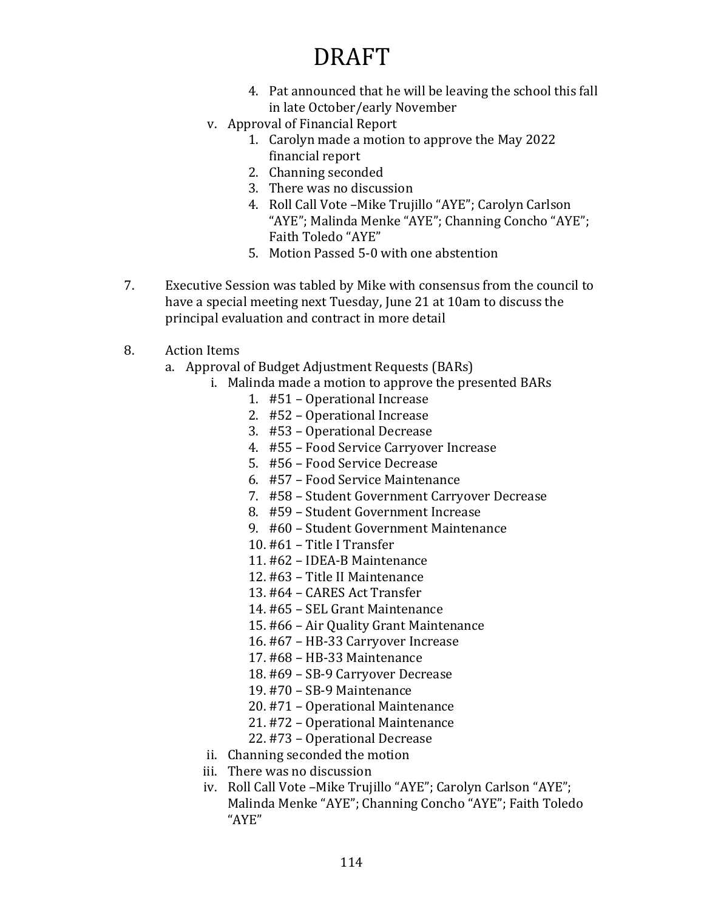# DRAFT

4. Pat announced that he will be leaving the school this fall in late October/early November

v. Approval of Financial Report
   1. Carolyn made a motion to approve the May 2022 financial report
   2. Channing seconded
   3. There was no discussion
   4. Roll Call Vote –Mike Trujillo "AYE"; Carolyn Carlson "AYE"; Malinda Menke "AYE"; Channing Concho "AYE"; Faith Toledo "AYE"
   5. Motion Passed 5-0 with one abstention

7. Executive Session was tabled by Mike with consensus from the council to have a special meeting next Tuesday, June 21 at 10am to discuss the principal evaluation and contract in more detail

8. Action Items
   a. Approval of Budget Adjustment Requests (BARs)
      i. Malinda made a motion to approve the presented BARs
         1. #51 – Operational Increase
         2. #52 – Operational Increase
         3. #53 – Operational Decrease
         4. #55 – Food Service Carryover Increase
         5. #56 – Food Service Decrease
         6. #57 – Food Service Maintenance
         7. #58 – Student Government Carryover Decrease
         8. #59 – Student Government Increase
         9. #60 – Student Government Maintenance
         10. #61 – Title I Transfer
         11. #62 – IDEA-B Maintenance
         12. #63 – Title II Maintenance
         13. #64 – CARES Act Transfer
         14. #65 – SEL Grant Maintenance
         15. #66 – Air Quality Grant Maintenance
         16. #67 – HB-33 Carryover Increase
         17. #68 – HB-33 Maintenance
         18. #69 – SB-9 Carryover Decrease
         19. #70 – SB-9 Maintenance
         20. #71 – Operational Maintenance
         21. #72 – Operational Maintenance
         22. #73 – Operational Decrease

      ii. Channing seconded the motion

      iii. There was no discussion

      iv. Roll Call Vote –Mike Trujillo "AYE"; Carolyn Carlson "AYE"; Malinda Menke "AYE"; Channing Concho "AYE"; Faith Toledo "AYE"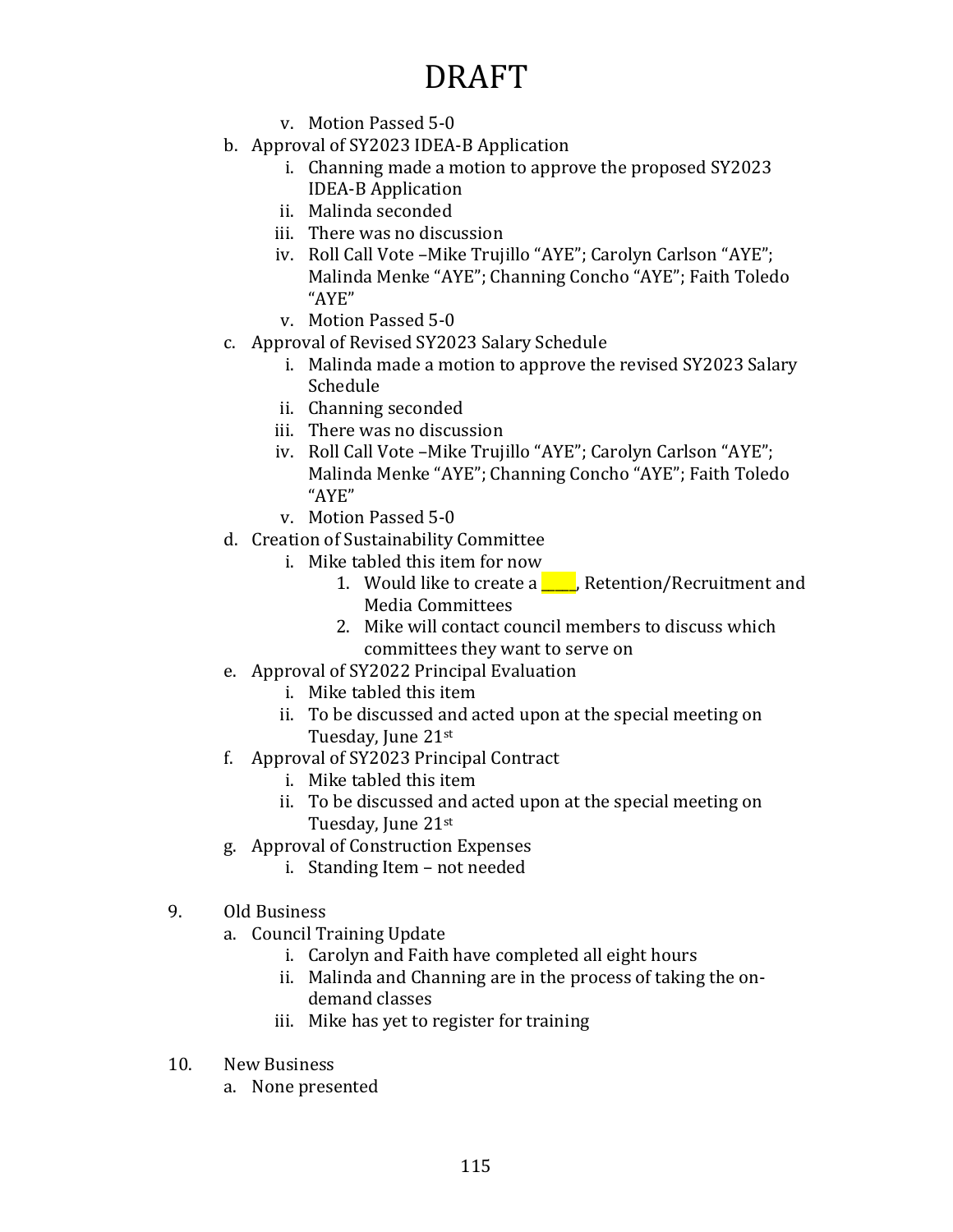# DRAFT

v. Motion Passed 5-0

b. Approval of SY2023 IDEA-B Application
   i. Channing made a motion to approve the proposed SY2023 IDEA-B Application
   ii. Malinda seconded
   iii. There was no discussion
   iv. Roll Call Vote –Mike Trujillo "AYE"; Carolyn Carlson "AYE"; Malinda Menke "AYE"; Channing Concho "AYE"; Faith Toledo "AYE"
   v. Motion Passed 5-0

c. Approval of Revised SY2023 Salary Schedule
   i. Malinda made a motion to approve the revised SY2023 Salary Schedule
   ii. Channing seconded
   iii. There was no discussion
   iv. Roll Call Vote –Mike Trujillo "AYE"; Carolyn Carlson "AYE"; Malinda Menke "AYE"; Channing Concho "AYE"; Faith Toledo "AYE"
   v. Motion Passed 5-0

d. Creation of Sustainability Committee
   i. Mike tabled this item for now
      1. Would like to create a _____, Retention/Recruitment and Media Committees
      2. Mike will contact council members to discuss which committees they want to serve on

e. Approval of SY2022 Principal Evaluation
   i. Mike tabled this item
   ii. To be discussed and acted upon at the special meeting on Tuesday, June 21st

f. Approval of SY2023 Principal Contract
   i. Mike tabled this item
   ii. To be discussed and acted upon at the special meeting on Tuesday, June 21st

g. Approval of Construction Expenses
   i. Standing Item – not needed

9. Old Business
   a. Council Training Update
      i. Carolyn and Faith have completed all eight hours
      ii. Malinda and Channing are in the process of taking the on-demand classes
      iii. Mike has yet to register for training

10. New Business
   a. None presented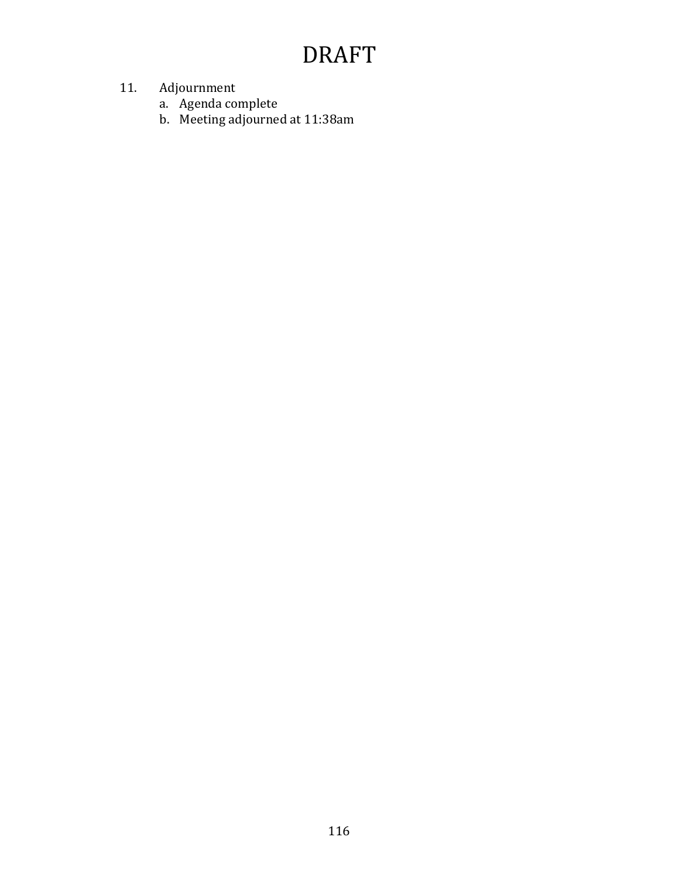DRAFT

11. Adjournment
    a. Agenda complete
    b. Meeting adjourned at 11:38am